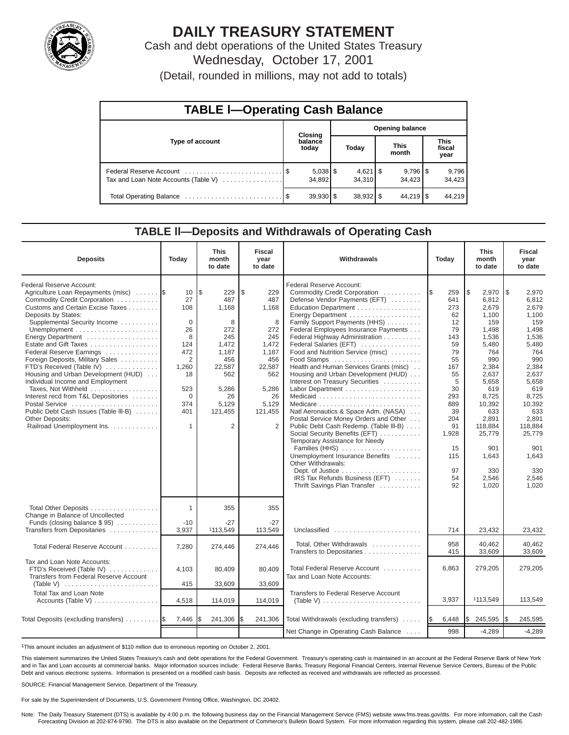# DAILY TREASURY STATEMENT

Cash and debt operations of the United States Treasury

Wednesday, October 17, 2001

(Detail, rounded in millions, may not add to totals)

## TABLE I—Operating Cash Balance

| Type of account | Closing balance today | Opening balance Today | This month | This fiscal year |
|---|---|---|---|---|
| Federal Reserve Account | $ 5,038 | $ 4,621 | $ 9,796 | $ 9,796 |
| Tax and Loan Note Accounts (Table V) | 34,892 | 34,310 | 34,423 | 34,423 |
| Total Operating Balance | $ 39,930 | $ 38,932 | $ 44,219 | $ 44,219 |

## TABLE II—Deposits and Withdrawals of Operating Cash

| Deposits | Today | This month to date | Fiscal year to date |
|---|---|---|---|
| Federal Reserve Account: | | | |
| Agriculture Loan Repayments (misc) | $ 10 | $ 229 | $ 229 |
| Commodity Credit Corporation | 27 | 487 | 487 |
| Customs and Certain Excise Taxes | 108 | 1,168 | 1,168 |
| Deposits by States: | | | |
| Supplemental Security Income | 0 | 8 | 8 |
| Unemployment | 26 | 272 | 272 |
| Energy Department | 8 | 245 | 245 |
| Estate and Gift Taxes | 124 | 1,472 | 1,472 |
| Federal Reserve Earnings | 472 | 1,187 | 1,187 |
| Foreign Deposits, Military Sales | 2 | 456 | 456 |
| FTD's Received (Table IV) | 1,260 | 22,587 | 22,587 |
| Housing and Urban Development (HUD) | 18 | 562 | 562 |
| Individual Income and Employment Taxes, Not Withheld | 523 | 5,286 | 5,286 |
| Interest recd from T&L Depositories | 0 | 26 | 26 |
| Postal Service | 374 | 5,129 | 5,129 |
| Public Debt Cash Issues (Table III-B) | 401 | 121,455 | 121,455 |
| Other Deposits: | | | |
| Railroad Unemployment Ins. | 1 | 2 | 2 |
| Total Other Deposits | 1 | 355 | 355 |
| Change in Balance of Uncollected Funds (closing balance $ 95) | -10 | -27 | -27 |
| Transfers from Depositaries | 3,937 | [1]113,549 | 113,549 |
| Total Federal Reserve Account | 7,280 | 274,446 | 274,446 |
| Tax and Loan Note Accounts: | | | |
| FTD's Received (Table IV) | 4,103 | 80,409 | 80,409 |
| Transfers from Federal Reserve Account (Table V) | 415 | 33,609 | 33,609 |
| Total Tax and Loan Note Accounts (Table V) | 4,518 | 114,019 | 114,019 |
| Total Deposits (excluding transfers) | $ 7,446 | $ 241,306 | $ 241,306 |

| Withdrawals | Today | This month to date | Fiscal year to date |
|---|---|---|---|
| Federal Reserve Account: | | | |
| Commodity Credit Corporation | $ 259 | $ 2,970 | $ 2,970 |
| Defense Vendor Payments (EFT) | 641 | 6,812 | 6,812 |
| Education Department | 273 | 2,679 | 2,679 |
| Energy Department | 62 | 1,100 | 1,100 |
| Family Support Payments (HHS) | 12 | 159 | 159 |
| Federal Employees Insurance Payments | 79 | 1,498 | 1,498 |
| Federal Highway Administration | 143 | 1,536 | 1,536 |
| Federal Salaries (EFT) | 59 | 5,480 | 5,480 |
| Food and Nutrition Service (misc) | 79 | 764 | 764 |
| Food Stamps | 55 | 990 | 990 |
| Health and Human Services Grants (misc) | 167 | 2,384 | 2,384 |
| Housing and Urban Development (HUD) | 55 | 2,637 | 2,637 |
| Interest on Treasury Securities | 5 | 5,658 | 5,658 |
| Labor Department | 30 | 619 | 619 |
| Medicaid | 293 | 8,725 | 8,725 |
| Medicare | 889 | 10,392 | 10,392 |
| Natl Aeronautics & Space Adm. (NASA) | 39 | 633 | 633 |
| Postal Service Money Orders and Other | 204 | 2,891 | 2,891 |
| Public Debt Cash Redemp. (Table III-B) | 91 | 118,884 | 118,884 |
| Social Security Benefits (EFT) | 1,928 | 25,779 | 25,779 |
| Temporary Assistance for Needy Families (HHS) | 15 | 901 | 901 |
| Unemployment Insurance Benefits | 115 | 1,643 | 1,643 |
| Other Withdrawals: | | | |
| Dept. of Justice | 97 | 330 | 330 |
| IRS Tax Refunds Business (EFT) | 54 | 2,546 | 2,546 |
| Thrift Savings Plan Transfer | 92 | 1,020 | 1,020 |
| Unclassified | 714 | 23,432 | 23,432 |
| Total, Other Withdrawals | 958 | 40,462 | 40,462 |
| Transfers to Depositaries | 415 | 33,609 | 33,609 |
| Total Federal Reserve Account | 6,863 | 279,205 | 279,205 |
| Tax and Loan Note Accounts: | | | |
| Transfers to Federal Reserve Account (Table V) | 3,937 | [1]113,549 | 113,549 |
| Total Withdrawals (excluding transfers) | $ 6,448 | $ 245,595 | $ 245,595 |
| Net Change in Operating Cash Balance | 998 | -4,289 | -4,289 |

[1]This amount includes an adjustment of $110 million due to erroneous reporting on October 2, 2001.

This statement summarizes the United States Treasury's cash and debt operations for the Federal Government. Treasury's operating cash is maintained in an account at the Federal Reserve Bank of New York and in Tax and Loan accounts at commercial banks. Major information sources include: Federal Reserve Banks, Treasury Regional Financial Centers, Internal Revenue Service Centers, Bureau of the Public Debt and various electronic systems. Information is presented on a modified cash basis. Deposits are reflected as received and withdrawals are reflected as processed.

SOURCE: Financial Management Service, Department of the Treasury.

For sale by the Superintendent of Documents, U.S. Government Printing Office, Washington, DC 20402.

Note: The Daily Treasury Statement (DTS) is available by 4:00 p.m. the following business day on the Financial Management Service (FMS) website www.fms.treas.gov/dts. For more information, call the Cash Forecasting Division at 202-874-9790. The DTS is also available on the Department of Commerce's Bulletin Board System. For more information regarding this system, please call 202-482-1986.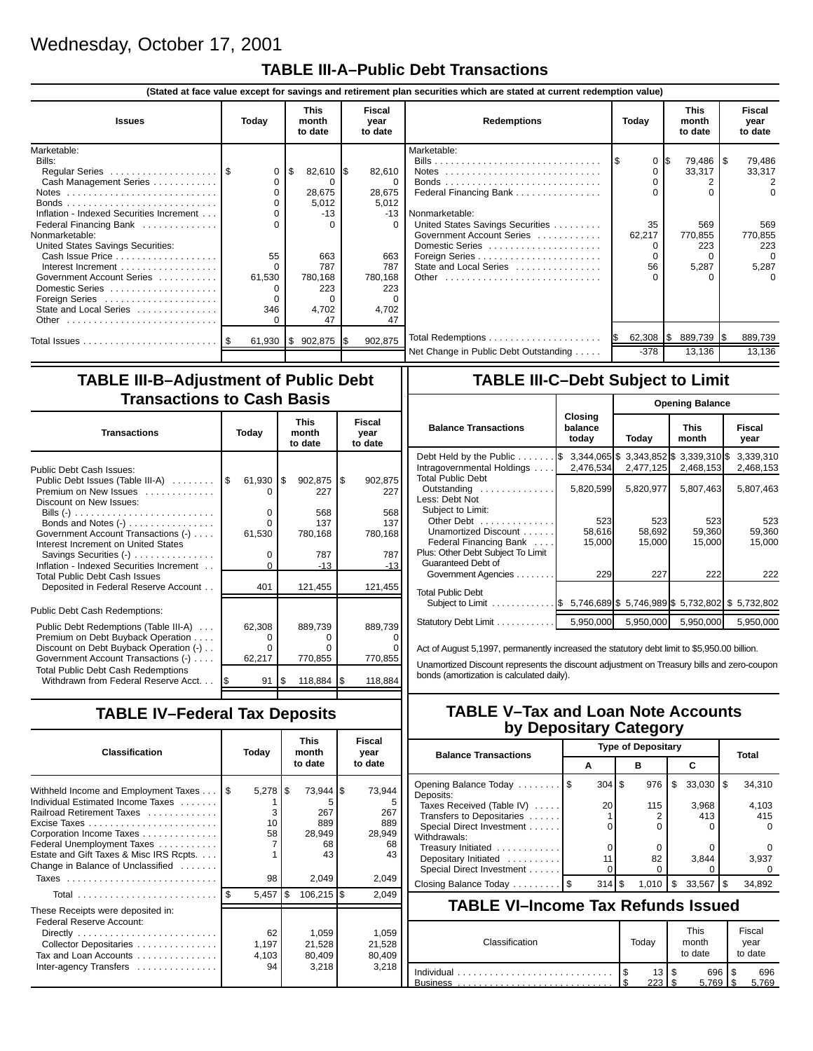Wednesday, October 17, 2001

## TABLE III-A–Public Debt Transactions

(Stated at face value except for savings and retirement plan securities which are stated at current redemption value)

| Issues | Today | This month to date | Fiscal year to date | Redemptions | Today | This month to date | Fiscal year to date |
|---|---|---|---|---|---|---|---|
| Marketable: | | | | Marketable: | | | |
| Bills: | | | | Bills | $ 0 | $ 79,486 | $ 79,486 |
| Regular Series | $ 0 | $ 82,610 | $ 82,610 | Notes | 0 | 33,317 | 33,317 |
| Cash Management Series | 0 | 0 | 0 | Bonds | 0 | 2 | 2 |
| Notes | 0 | 28,675 | 28,675 | Federal Financing Bank | 0 | 0 | 0 |
| Bonds | 0 | 5,012 | 5,012 | | | | |
| Inflation - Indexed Securities Increment | 0 | -13 | -13 | Nonmarketable: | | | |
| Federal Financing Bank | 0 | 0 | 0 | United States Savings Securities | 35 | 569 | 569 |
| Nonmarketable: | | | | Government Account Series | 62,217 | 770,855 | 770,855 |
| United States Savings Securities: | | | | Domestic Series | 0 | 223 | 223 |
| Cash Issue Price | 55 | 663 | 663 | Foreign Series | 0 | 0 | 0 |
| Interest Increment | 0 | 787 | 787 | State and Local Series | 56 | 5,287 | 5,287 |
| Government Account Series | 61,530 | 780,168 | 780,168 | Other | 0 | 0 | 0 |
| Domestic Series | 0 | 223 | 223 | | | | |
| Foreign Series | 0 | 0 | 0 | | | | |
| State and Local Series | 346 | 4,702 | 4,702 | | | | |
| Other | 0 | 47 | 47 | | | | |
| Total Issues | $ 61,930 | $ 902,875 | $ 902,875 | Total Redemptions | $ 62,308 | $ 889,739 | $ 889,739 |
| | | | | Net Change in Public Debt Outstanding | -378 | 13,136 | 13,136 |

## TABLE III-B–Adjustment of Public Debt Transactions to Cash Basis

| Transactions | Today | This month to date | Fiscal year to date |
|---|---|---|---|
| Public Debt Cash Issues: | | | |
| Public Debt Issues (Table III-A) | $ 61,930 | $ 902,875 | $ 902,875 |
| Premium on New Issues | 0 | 227 | 227 |
| Discount on New Issues: | | | |
| Bills (-) | 0 | 568 | 568 |
| Bonds and Notes (-) | 0 | 137 | 137 |
| Government Account Transactions (-) | 61,530 | 780,168 | 780,168 |
| Interest Increment on United States Savings Securities (-) | 0 | 787 | 787 |
| Inflation - Indexed Securities Increment | 0 | -13 | -13 |
| Total Public Debt Cash Issues Deposited in Federal Reserve Account | 401 | 121,455 | 121,455 |
| Public Debt Cash Redemptions: | | | |
| Public Debt Redemptions (Table III-A) | 62,308 | 889,739 | 889,739 |
| Premium on Debt Buyback Operation | 0 | 0 | 0 |
| Discount on Debt Buyback Operation (-) | 0 | 0 | 0 |
| Government Account Transactions (-) | 62,217 | 770,855 | 770,855 |
| Total Public Debt Cash Redemptions Withdrawn from Federal Reserve Acct. | $ 91 | $ 118,884 | $ 118,884 |

## TABLE III-C–Debt Subject to Limit

| Balance Transactions | Closing balance today | Opening Balance Today | Opening Balance This month | Opening Balance Fiscal year |
|---|---|---|---|---|
| Debt Held by the Public | $ 3,344,065 | $ 3,343,852 | $ 3,339,310 | $ 3,339,310 |
| Intragovernmental Holdings | 2,476,534 | 2,477,125 | 2,468,153 | 2,468,153 |
| Total Public Debt Outstanding | 5,820,599 | 5,820,977 | 5,807,463 | 5,807,463 |
| Less: Debt Not Subject to Limit: | | | | |
| Other Debt | 523 | 523 | 523 | 523 |
| Unamortized Discount | 58,616 | 58,692 | 59,360 | 59,360 |
| Federal Financing Bank | 15,000 | 15,000 | 15,000 | 15,000 |
| Plus: Other Debt Subject to Limit Guaranteed Debt of Government Agencies | 229 | 227 | 222 | 222 |
| Total Public Debt Subject to Limit | $ 5,746,689 | $ 5,746,989 | $ 5,732,802 | $ 5,732,802 |
| Statutory Debt Limit | 5,950,000 | 5,950,000 | 5,950,000 | 5,950,000 |

Act of August 5,1997, permanently increased the statutory debt limit to $5,950.00 billion.

Unamortized Discount represents the discount adjustment on Treasury bills and zero-coupon bonds (amortization is calculated daily).

## TABLE IV–Federal Tax Deposits

| Classification | Today | This month to date | Fiscal year to date |
|---|---|---|---|
| Withheld Income and Employment Taxes | $ 5,278 | $ 73,944 | $ 73,944 |
| Individual Estimated Income Taxes | 1 | 5 | 5 |
| Railroad Retirement Taxes | 3 | 267 | 267 |
| Excise Taxes | 10 | 889 | 889 |
| Corporation Income Taxes | 58 | 28,949 | 28,949 |
| Federal Unemployment Taxes | 7 | 68 | 68 |
| Estate and Gift Taxes & Misc IRS Rcpts. | 1 | 43 | 43 |
| Change in Balance of Unclassified Taxes | 98 | 2,049 | 2,049 |
| Total | $ 5,457 | $ 106,215 | $ 2,049 |
| These Receipts were deposited in: | | | |
| Federal Reserve Account: | | | |
| Directly | 62 | 1,059 | 1,059 |
| Collector Depositaries | 1,197 | 21,528 | 21,528 |
| Tax and Loan Accounts | 4,103 | 80,409 | 80,409 |
| Inter-agency Transfers | 94 | 3,218 | 3,218 |

## TABLE V–Tax and Loan Note Accounts by Depositary Category

| Balance Transactions | Type of Depositary A | Type of Depositary B | Type of Depositary C | Total |
|---|---|---|---|---|
| Opening Balance Today | $ 304 | $ 976 | $ 33,030 | $ 34,310 |
| Deposits: | | | | |
| Taxes Received (Table IV) | 20 | 115 | 3,968 | 4,103 |
| Transfers to Depositaries | 1 | 2 | 413 | 415 |
| Special Direct Investment | 0 | 0 | 0 | 0 |
| Withdrawals: | | | | |
| Treasury Initiated | 0 | 0 | 0 | 0 |
| Depositary Initiated | 11 | 82 | 3,844 | 3,937 |
| Special Direct Investment | 0 | 0 | 0 | 0 |
| Closing Balance Today | $ 314 | $ 1,010 | $ 33,567 | $ 34,892 |

## TABLE VI–Income Tax Refunds Issued

| Classification | Today | This month to date | Fiscal year to date |
|---|---|---|---|
| Individual | $ 13 | $ 696 | $ 696 |
| Business | $ 223 | $ 5,769 | $ 5,769 |